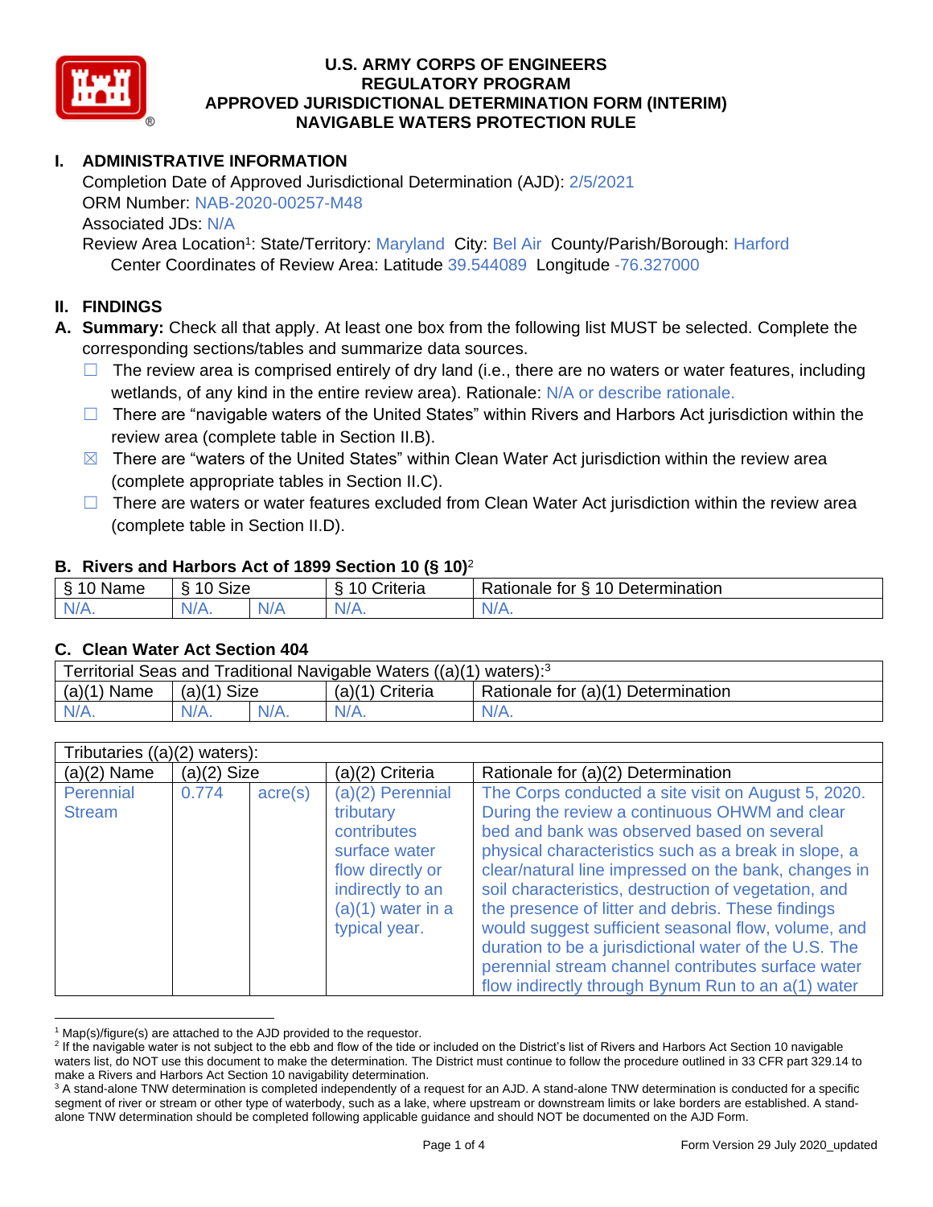# U.S. ARMY CORPS OF ENGINEERS
# REGULATORY PROGRAM
# APPROVED JURISDICTIONAL DETERMINATION FORM (INTERIM)
# NAVIGABLE WATERS PROTECTION RULE

## I. ADMINISTRATIVE INFORMATION

Completion Date of Approved Jurisdictional Determination (AJD): 2/5/2021
ORM Number: NAB-2020-00257-M48
Associated JDs: N/A
Review Area Location[1]: State/Territory: Maryland City: Bel Air County/Parish/Borough: Harford
Center Coordinates of Review Area: Latitude 39.544089 Longitude -76.327000

## II. FINDINGS

**A. Summary:** Check all that apply. At least one box from the following list MUST be selected. Complete the corresponding sections/tables and summarize data sources.

- ☐ The review area is comprised entirely of dry land (i.e., there are no waters or water features, including wetlands, of any kind in the entire review area). Rationale: N/A or describe rationale.
- ☐ There are "navigable waters of the United States" within Rivers and Harbors Act jurisdiction within the review area (complete table in Section II.B).
- ☒ There are "waters of the United States" within Clean Water Act jurisdiction within the review area (complete appropriate tables in Section II.C).
- ☐ There are waters or water features excluded from Clean Water Act jurisdiction within the review area (complete table in Section II.D).

### B. Rivers and Harbors Act of 1899 Section 10 (§ 10)[2]

| § 10 Name | § 10 Size | | § 10 Criteria | Rationale for § 10 Determination |
|---|---|---|---|---|
| N/A. | N/A. | N/A | N/A. | N/A. |

### C. Clean Water Act Section 404

| Territorial Seas and Traditional Navigable Waters ((a)(1) waters):[3] | | | | |
|---|---|---|---|---|
| (a)(1) Name | (a)(1) Size | | (a)(1) Criteria | Rationale for (a)(1) Determination |
| N/A. | N/A. | N/A. | N/A. | N/A. |

| Tributaries ((a)(2) waters): | | | | |
|---|---|---|---|---|
| (a)(2) Name | (a)(2) Size | | (a)(2) Criteria | Rationale for (a)(2) Determination |
| Perennial Stream | 0.774 | acre(s) | (a)(2) Perennial tributary contributes surface water flow directly or indirectly to an (a)(1) water in a typical year. | The Corps conducted a site visit on August 5, 2020. During the review a continuous OHWM and clear bed and bank was observed based on several physical characteristics such as a break in slope, a clear/natural line impressed on the bank, changes in soil characteristics, destruction of vegetation, and the presence of litter and debris. These findings would suggest sufficient seasonal flow, volume, and duration to be a jurisdictional water of the U.S. The perennial stream channel contributes surface water flow indirectly through Bynum Run to an a(1) water |

[1] Map(s)/figure(s) are attached to the AJD provided to the requestor.

[2] If the navigable water is not subject to the ebb and flow of the tide or included on the District's list of Rivers and Harbors Act Section 10 navigable waters list, do NOT use this document to make the determination. The District must continue to follow the procedure outlined in 33 CFR part 329.14 to make a Rivers and Harbors Act Section 10 navigability determination.

[3] A stand-alone TNW determination is completed independently of a request for an AJD. A stand-alone TNW determination is conducted for a specific segment of river or stream or other type of waterbody, such as a lake, where upstream or downstream limits or lake borders are established. A stand-alone TNW determination should be completed following applicable guidance and should NOT be documented on the AJD Form.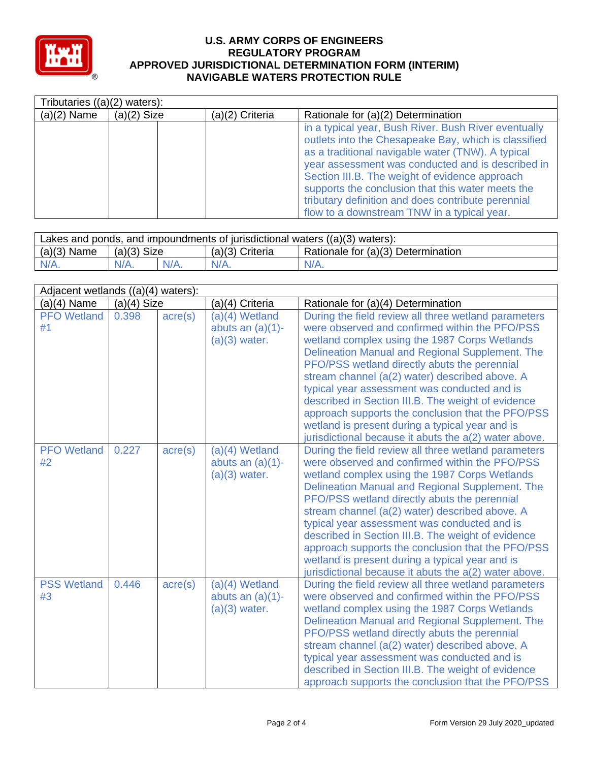# U.S. ARMY CORPS OF ENGINEERS
## REGULATORY PROGRAM
## APPROVED JURISDICTIONAL DETERMINATION FORM (INTERIM)
## NAVIGABLE WATERS PROTECTION RULE

| Tributaries ((a)(2) waters): | | | | |
|---|---|---|---|---|
| (a)(2) Name | (a)(2) Size | | (a)(2) Criteria | Rationale for (a)(2) Determination |
| | | | | in a typical year, Bush River. Bush River eventually outlets into the Chesapeake Bay, which is classified as a traditional navigable water (TNW). A typical year assessment was conducted and is described in Section III.B. The weight of evidence approach supports the conclusion that this water meets the tributary definition and does contribute perennial flow to a downstream TNW in a typical year. |

| Lakes and ponds, and impoundments of jurisdictional waters ((a)(3) waters): | | | | |
|---|---|---|---|---|
| (a)(3) Name | (a)(3) Size | | (a)(3) Criteria | Rationale for (a)(3) Determination |
| N/A. | N/A. | N/A. | N/A. | N/A. |

| Adjacent wetlands ((a)(4) waters): | | | | |
|---|---|---|---|---|
| (a)(4) Name | (a)(4) Size | | (a)(4) Criteria | Rationale for (a)(4) Determination |
| PFO Wetland #1 | 0.398 | acre(s) | (a)(4) Wetland abuts an (a)(1)-(a)(3) water. | During the field review all three wetland parameters were observed and confirmed within the PFO/PSS wetland complex using the 1987 Corps Wetlands Delineation Manual and Regional Supplement. The PFO/PSS wetland directly abuts the perennial stream channel (a(2) water) described above. A typical year assessment was conducted and is described in Section III.B. The weight of evidence approach supports the conclusion that the PFO/PSS wetland is present during a typical year and is jurisdictional because it abuts the a(2) water above. |
| PFO Wetland #2 | 0.227 | acre(s) | (a)(4) Wetland abuts an (a)(1)-(a)(3) water. | During the field review all three wetland parameters were observed and confirmed within the PFO/PSS wetland complex using the 1987 Corps Wetlands Delineation Manual and Regional Supplement. The PFO/PSS wetland directly abuts the perennial stream channel (a(2) water) described above. A typical year assessment was conducted and is described in Section III.B. The weight of evidence approach supports the conclusion that the PFO/PSS wetland is present during a typical year and is jurisdictional because it abuts the a(2) water above. |
| PSS Wetland #3 | 0.446 | acre(s) | (a)(4) Wetland abuts an (a)(1)-(a)(3) water. | During the field review all three wetland parameters were observed and confirmed within the PFO/PSS wetland complex using the 1987 Corps Wetlands Delineation Manual and Regional Supplement. The PFO/PSS wetland directly abuts the perennial stream channel (a(2) water) described above. A typical year assessment was conducted and is described in Section III.B. The weight of evidence approach supports the conclusion that the PFO/PSS |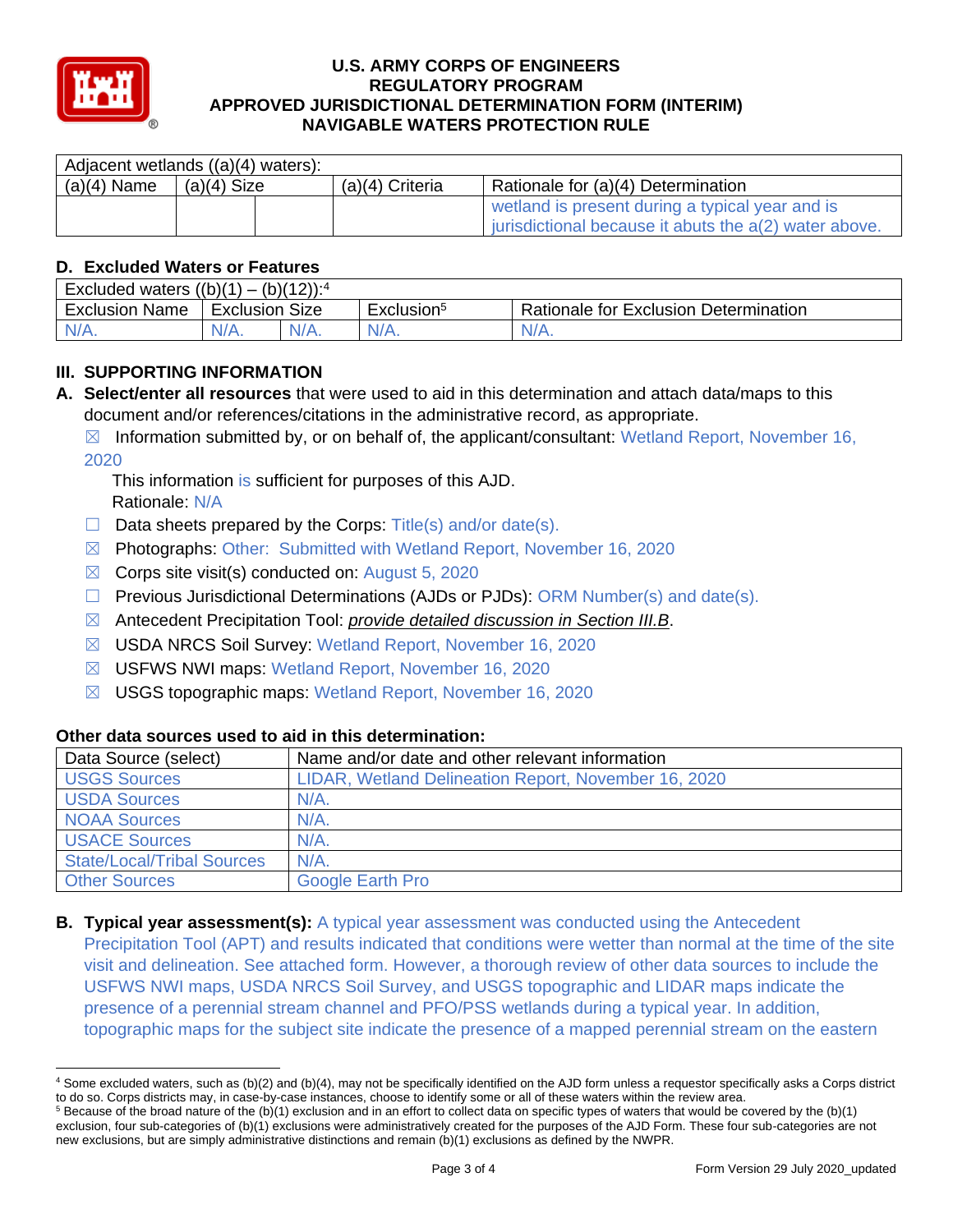| Adjacent wetlands ((a)(4) waters): | | | | |
|---|---|---|---|---|
| (a)(4) Name | (a)(4) Size | | (a)(4) Criteria | Rationale for (a)(4) Determination |
| | | | | wetland is present during a typical year and is jurisdictional because it abuts the a(2) water above. |

## D. Excluded Waters or Features

| Excluded waters ((b)(1) – (b)(12)):[4] | | | | |
|---|---|---|---|---|
| Exclusion Name | Exclusion Size | | Exclusion[5] | Rationale for Exclusion Determination |
| N/A. | N/A. | N/A. | N/A. | N/A. |

## III. SUPPORTING INFORMATION

**A. Select/enter all resources** that were used to aid in this determination and attach data/maps to this document and/or references/citations in the administrative record, as appropriate.

☒ Information submitted by, or on behalf of, the applicant/consultant: Wetland Report, November 16, 2020

This information is sufficient for purposes of this AJD.
Rationale: N/A

☐ Data sheets prepared by the Corps: Title(s) and/or date(s).

☒ Photographs: Other: Submitted with Wetland Report, November 16, 2020

☒ Corps site visit(s) conducted on: August 5, 2020

☐ Previous Jurisdictional Determinations (AJDs or PJDs): ORM Number(s) and date(s).

☒ Antecedent Precipitation Tool: *provide detailed discussion in Section III.B*.

☒ USDA NRCS Soil Survey: Wetland Report, November 16, 2020

☒ USFWS NWI maps: Wetland Report, November 16, 2020

☒ USGS topographic maps: Wetland Report, November 16, 2020

### Other data sources used to aid in this determination:

| Data Source (select) | Name and/or date and other relevant information |
|---|---|
| USGS Sources | LIDAR, Wetland Delineation Report, November 16, 2020 |
| USDA Sources | N/A. |
| NOAA Sources | N/A. |
| USACE Sources | N/A. |
| State/Local/Tribal Sources | N/A. |
| Other Sources | Google Earth Pro |

**B. Typical year assessment(s):** A typical year assessment was conducted using the Antecedent Precipitation Tool (APT) and results indicated that conditions were wetter than normal at the time of the site visit and delineation. See attached form. However, a thorough review of other data sources to include the USFWS NWI maps, USDA NRCS Soil Survey, and USGS topographic and LIDAR maps indicate the presence of a perennial stream channel and PFO/PSS wetlands during a typical year. In addition, topographic maps for the subject site indicate the presence of a mapped perennial stream on the eastern

---

[4] Some excluded waters, such as (b)(2) and (b)(4), may not be specifically identified on the AJD form unless a requestor specifically asks a Corps district to do so. Corps districts may, in case-by-case instances, choose to identify some or all of these waters within the review area.

[5] Because of the broad nature of the (b)(1) exclusion and in an effort to collect data on specific types of waters that would be covered by the (b)(1) exclusion, four sub-categories of (b)(1) exclusions were administratively created for the purposes of the AJD Form. These four sub-categories are not new exclusions, but are simply administrative distinctions and remain (b)(1) exclusions as defined by the NWPR.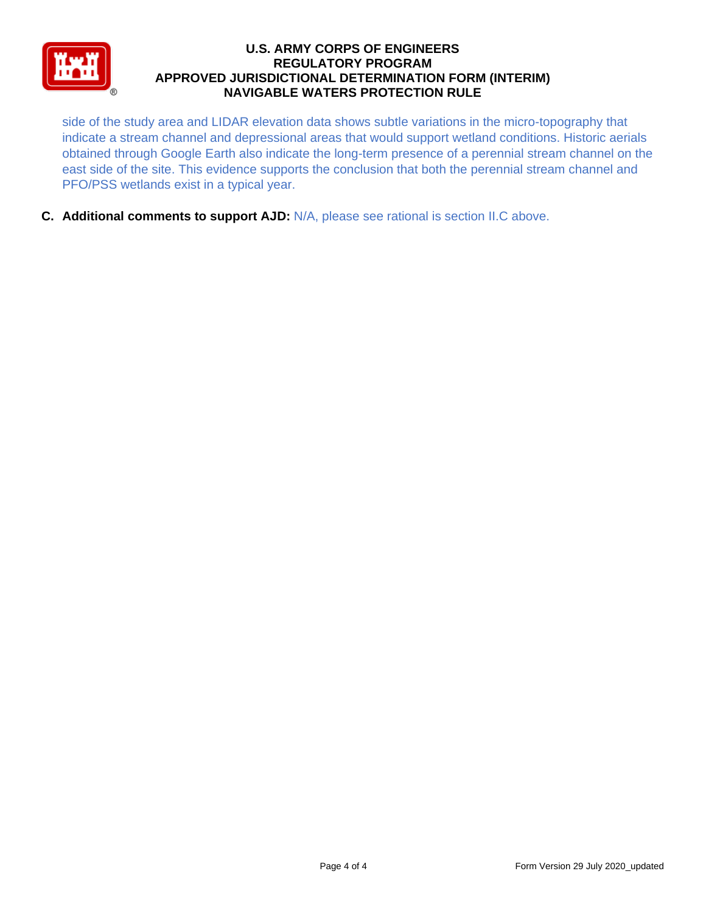side of the study area and LIDAR elevation data shows subtle variations in the micro-topography that indicate a stream channel and depressional areas that would support wetland conditions. Historic aerials obtained through Google Earth also indicate the long-term presence of a perennial stream channel on the east side of the site. This evidence supports the conclusion that both the perennial stream channel and PFO/PSS wetlands exist in a typical year.

**C. Additional comments to support AJD:** N/A, please see rational is section II.C above.